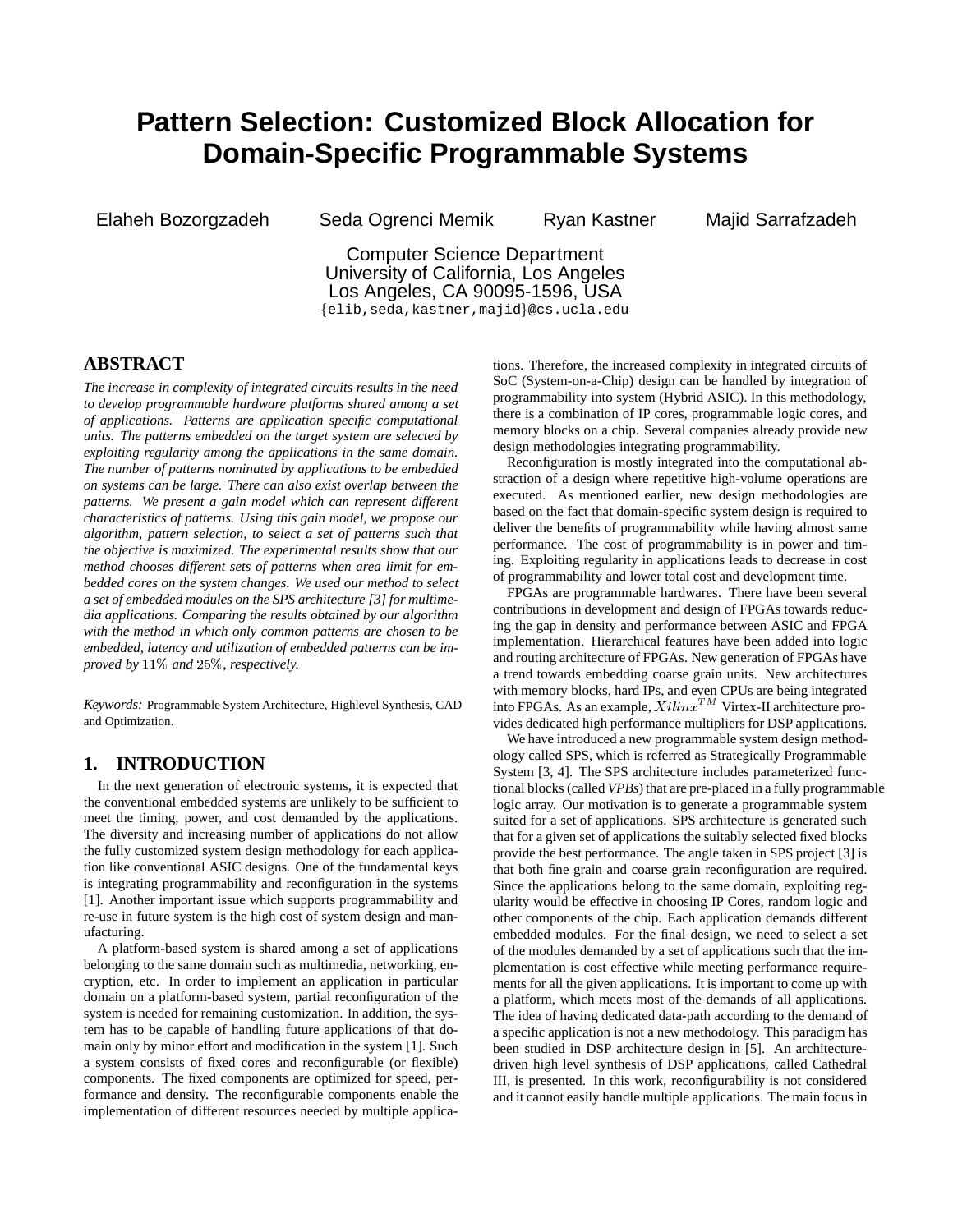# Pattern Selection: Customized Block Allocation for Domain-Specific Programmable Systems

Elaheh Bozorgzadeh  Seda Ogrenci Memik  Ryan Kastner  Majid Sarrafzadeh

Computer Science Department
University of California, Los Angeles
Los Angeles, CA 90095-1596, USA
{elib,seda,kastner,majid}@cs.ucla.edu

## ABSTRACT

*The increase in complexity of integrated circuits results in the need to develop programmable hardware platforms shared among a set of applications. Patterns are application specific computational units. The patterns embedded on the target system are selected by exploiting regularity among the applications in the same domain. The number of patterns nominated by applications to be embedded on systems can be large. There can also exist overlap between the patterns. We present a gain model which can represent different characteristics of patterns. Using this gain model, we propose our algorithm, pattern selection, to select a set of patterns such that the objective is maximized. The experimental results show that our method chooses different sets of patterns when area limit for embedded cores on the system changes. We used our method to select a set of embedded modules on the SPS architecture [3] for multimedia applications. Comparing the results obtained by our algorithm with the method in which only common patterns are chosen to be embedded, latency and utilization of embedded patterns can be improved by 11% and 25%, respectively.*

*Keywords:* Programmable System Architecture, Highlevel Synthesis, CAD and Optimization.

## 1. INTRODUCTION

In the next generation of electronic systems, it is expected that the conventional embedded systems are unlikely to be sufficient to meet the timing, power, and cost demanded by the applications. The diversity and increasing number of applications do not allow the fully customized system design methodology for each application like conventional ASIC designs. One of the fundamental keys is integrating programmability and reconfiguration in the systems [1]. Another important issue which supports programmability and re-use in future system is the high cost of system design and manufacturing.

A platform-based system is shared among a set of applications belonging to the same domain such as multimedia, networking, encryption, etc. In order to implement an application in particular domain on a platform-based system, partial reconfiguration of the system is needed for remaining customization. In addition, the system has to be capable of handling future applications of that domain only by minor effort and modification in the system [1]. Such a system consists of fixed cores and reconfigurable (or flexible) components. The fixed components are optimized for speed, performance and density. The reconfigurable components enable the implementation of different resources needed by multiple applications. Therefore, the increased complexity in integrated circuits of SoC (System-on-a-Chip) design can be handled by integration of programmability into system (Hybrid ASIC). In this methodology, there is a combination of IP cores, programmable logic cores, and memory blocks on a chip. Several companies already provide new design methodologies integrating programmability.

Reconfiguration is mostly integrated into the computational abstraction of a design where repetitive high-volume operations are executed. As mentioned earlier, new design methodologies are based on the fact that domain-specific system design is required to deliver the benefits of programmability while having almost same performance. The cost of programmability is in power and timing. Exploiting regularity in applications leads to decrease in cost of programmability and lower total cost and development time.

FPGAs are programmable hardwares. There have been several contributions in development and design of FPGAs towards reducing the gap in density and performance between ASIC and FPGA implementation. Hierarchical features have been added into logic and routing architecture of FPGAs. New generation of FPGAs have a trend towards embedding coarse grain units. New architectures with memory blocks, hard IPs, and even CPUs are being integrated into FPGAs. As an example, $Xilinx^{TM}$ Virtex-II architecture provides dedicated high performance multipliers for DSP applications.

We have introduced a new programmable system design methodology called SPS, which is referred as Strategically Programmable System [3, 4]. The SPS architecture includes parameterized functional blocks (called *VPBs*) that are pre-placed in a fully programmable logic array. Our motivation is to generate a programmable system suited for a set of applications. SPS architecture is generated such that for a given set of applications the suitably selected fixed blocks provide the best performance. The angle taken in SPS project [3] is that both fine grain and coarse grain reconfiguration are required. Since the applications belong to the same domain, exploiting regularity would be effective in choosing IP Cores, random logic and other components of the chip. Each application demands different embedded modules. For the final design, we need to select a set of the modules demanded by a set of applications such that the implementation is cost effective while meeting performance requirements for all the given applications. It is important to come up with a platform, which meets most of the demands of all applications. The idea of having dedicated data-path according to the demand of a specific application is not a new methodology. This paradigm has been studied in DSP architecture design in [5]. An architecture-driven high level synthesis of DSP applications, called Cathedral III, is presented. In this work, reconfigurability is not considered and it cannot easily handle multiple applications. The main focus in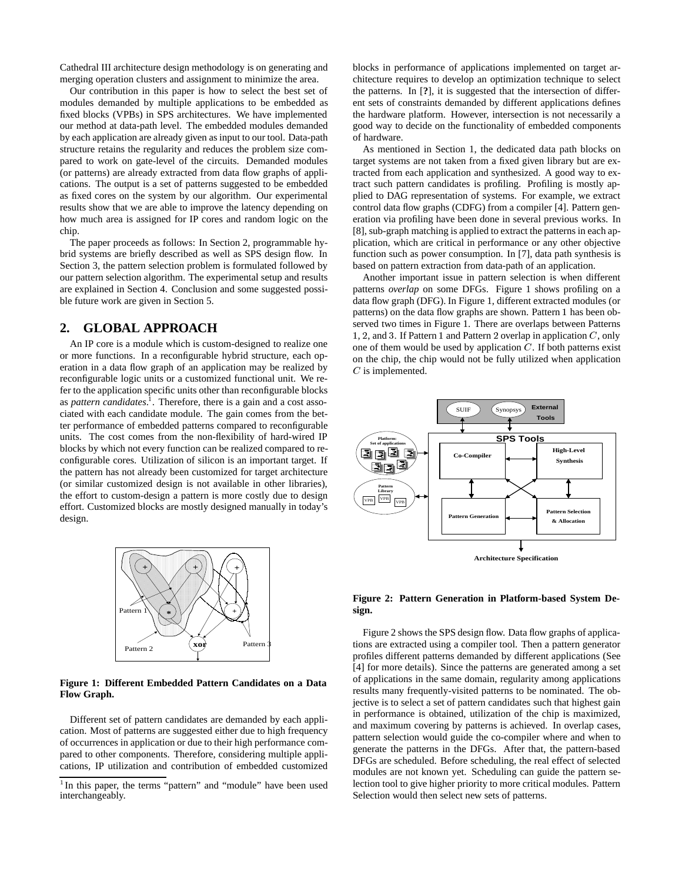Cathedral III architecture design methodology is on generating and merging operation clusters and assignment to minimize the area.

Our contribution in this paper is how to select the best set of modules demanded by multiple applications to be embedded as fixed blocks (VPBs) in SPS architectures. We have implemented our method at data-path level. The embedded modules demanded by each application are already given as input to our tool. Data-path structure retains the regularity and reduces the problem size compared to work on gate-level of the circuits. Demanded modules (or patterns) are already extracted from data flow graphs of applications. The output is a set of patterns suggested to be embedded as fixed cores on the system by our algorithm. Our experimental results show that we are able to improve the latency depending on how much area is assigned for IP cores and random logic on the chip.

The paper proceeds as follows: In Section 2, programmable hybrid systems are briefly described as well as SPS design flow. In Section 3, the pattern selection problem is formulated followed by our pattern selection algorithm. The experimental setup and results are explained in Section 4. Conclusion and some suggested possible future work are given in Section 5.

## 2. GLOBAL APPROACH

An IP core is a module which is custom-designed to realize one or more functions. In a reconfigurable hybrid structure, each operation in a data flow graph of an application may be realized by reconfigurable logic units or a customized functional unit. We refer to the application specific units other than reconfigurable blocks as *pattern candidates*.[1]. Therefore, there is a gain and a cost associated with each candidate module. The gain comes from the better performance of embedded patterns compared to reconfigurable units. The cost comes from the non-flexibility of hard-wired IP blocks by which not every function can be realized compared to reconfigurable cores. Utilization of silicon is an important target. If the pattern has not already been customized for target architecture (or similar customized design is not available in other libraries), the effort to custom-design a pattern is more costly due to design effort. Customized blocks are mostly designed manually in today's design.

**Figure 1: Different Embedded Pattern Candidates on a Data Flow Graph.**

Different set of pattern candidates are demanded by each application. Most of patterns are suggested either due to high frequency of occurrences in application or due to their high performance compared to other components. Therefore, considering multiple applications, IP utilization and contribution of embedded customized blocks in performance of applications implemented on target architecture requires to develop an optimization technique to select the patterns. In [**?**], it is suggested that the intersection of different sets of constraints demanded by different applications defines the hardware platform. However, intersection is not necessarily a good way to decide on the functionality of embedded components of hardware.

As mentioned in Section 1, the dedicated data path blocks on target systems are not taken from a fixed given library but are extracted from each application and synthesized. A good way to extract such pattern candidates is profiling. Profiling is mostly applied to DAG representation of systems. For example, we extract control data flow graphs (CDFG) from a compiler [4]. Pattern generation via profiling have been done in several previous works. In [8], sub-graph matching is applied to extract the patterns in each application, which are critical in performance or any other objective function such as power consumption. In [7], data path synthesis is based on pattern extraction from data-path of an application.

Another important issue in pattern selection is when different patterns *overlap* on some DFGs. Figure 1 shows profiling on a data flow graph (DFG). In Figure 1, different extracted modules (or patterns) on the data flow graphs are shown. Pattern 1 has been observed two times in Figure 1. There are overlaps between Patterns 1, 2, and 3. If Pattern 1 and Pattern 2 overlap in application $C$, only one of them would be used by application $C$. If both patterns exist on the chip, the chip would not be fully utilized when application $C$ is implemented.

**Figure 2: Pattern Generation in Platform-based System Design.**

Figure 2 shows the SPS design flow. Data flow graphs of applications are extracted using a compiler tool. Then a pattern generator profiles different patterns demanded by different applications (See [4] for more details). Since the patterns are generated among a set of applications in the same domain, regularity among applications results many frequently-visited patterns to be nominated. The objective is to select a set of pattern candidates such that highest gain in performance is obtained, utilization of the chip is maximized, and maximum covering by patterns is achieved. In overlap cases, pattern selection would guide the co-compiler where and when to generate the patterns in the DFGs. After that, the pattern-based DFGs are scheduled. Before scheduling, the real effect of selected modules are not known yet. Scheduling can guide the pattern selection tool to give higher priority to more critical modules. Pattern Selection would then select new sets of patterns.

[1] In this paper, the terms "pattern" and "module" have been used interchangeably.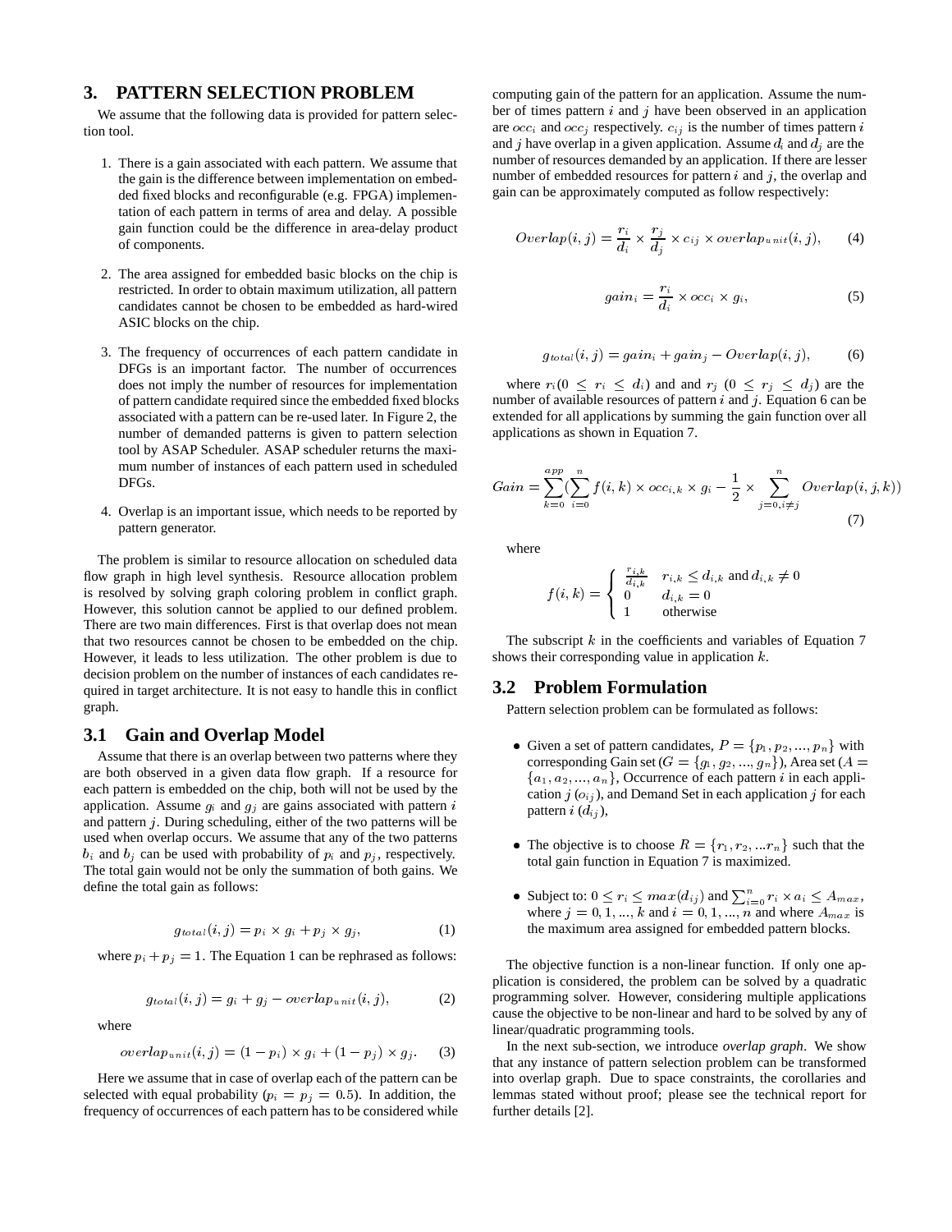## 3. PATTERN SELECTION PROBLEM

We assume that the following data is provided for pattern selection tool.

1. There is a gain associated with each pattern. We assume that the gain is the difference between implementation on embedded fixed blocks and reconfigurable (e.g. FPGA) implementation of each pattern in terms of area and delay. A possible gain function could be the difference in area-delay product of components.
2. The area assigned for embedded basic blocks on the chip is restricted. In order to obtain maximum utilization, all pattern candidates cannot be chosen to be embedded as hard-wired ASIC blocks on the chip.
3. The frequency of occurrences of each pattern candidate in DFGs is an important factor. The number of occurrences does not imply the number of resources for implementation of pattern candidate required since the embedded fixed blocks associated with a pattern can be re-used later. In Figure 2, the number of demanded patterns is given to pattern selection tool by ASAP Scheduler. ASAP scheduler returns the maximum number of instances of each pattern used in scheduled DFGs.
4. Overlap is an important issue, which needs to be reported by pattern generator.

The problem is similar to resource allocation on scheduled data flow graph in high level synthesis. Resource allocation problem is resolved by solving graph coloring problem in conflict graph. However, this solution cannot be applied to our defined problem. There are two main differences. First is that overlap does not mean that two resources cannot be chosen to be embedded on the chip. However, it leads to less utilization. The other problem is due to decision problem on the number of instances of each candidates required in target architecture. It is not easy to handle this in conflict graph.

### 3.1 Gain and Overlap Model

Assume that there is an overlap between two patterns where they are both observed in a given data flow graph. If a resource for each pattern is embedded on the chip, both will not be used by the application. Assume $g_i$ and $g_j$ are gains associated with pattern $i$ and pattern $j$. During scheduling, either of the two patterns will be used when overlap occurs. We assume that any of the two patterns $b_i$ and $b_j$ can be used with probability of $p_i$ and $p_j$, respectively. The total gain would not be only the summation of both gains. We define the total gain as follows:

$$g_{total}(i, j) = p_i \times g_i + p_j \times g_j, \tag{1}$$

where $p_i + p_j = 1$. The Equation 1 can be rephrased as follows:

$$g_{total}(i, j) = g_i + g_j - overlap_{unit}(i, j), \tag{2}$$

where

$$overlap_{unit}(i, j) = (1 - p_i) \times g_i + (1 - p_j) \times g_j. \tag{3}$$

Here we assume that in case of overlap each of the pattern can be selected with equal probability ($p_i = p_j = 0.5$). In addition, the frequency of occurrences of each pattern has to be considered while computing gain of the pattern for an application. Assume the number of times pattern $i$ and $j$ have been observed in an application are $occ_i$ and $occ_j$ respectively. $c_{ij}$ is the number of times pattern $i$ and $j$ have overlap in a given application. Assume $d_i$ and $d_j$ are the number of resources demanded by an application. If there are lesser number of embedded resources for pattern $i$ and $j$, the overlap and gain can be approximately computed as follow respectively:

$$Overlap(i, j) = \frac{r_i}{d_i} \times \frac{r_j}{d_j} \times c_{ij} \times overlap_{unit}(i, j), \tag{4}$$

$$gain_i = \frac{r_i}{d_i} \times occ_i \times g_i, \tag{5}$$

$$g_{total}(i, j) = gain_i + gain_j - Overlap(i, j), \tag{6}$$

where $r_i (0 \leq r_i \leq d_i)$ and and $r_j$ $(0 \leq r_j \leq d_j)$ are the number of available resources of pattern $i$ and $j$. Equation 6 can be extended for all applications by summing the gain function over all applications as shown in Equation 7.

$$Gain = \sum_{k=0}^{app} \left( \sum_{i=0}^{n} f(i, k) \times occ_{i,k} \times g_i - \frac{1}{2} \times \sum_{j=0, i \neq j}^{n} Overlap(i, j, k) \right) \tag{7}$$

where

$$f(i, k) = \begin{cases} \frac{r_{i,k}}{d_{i,k}} & r_{i,k} \leq d_{i,k} \text{ and } d_{i,k} \neq 0 \\ 0 & d_{i,k} = 0 \\ 1 & \text{otherwise} \end{cases}$$

The subscript $k$ in the coefficients and variables of Equation 7 shows their corresponding value in application $k$.

### 3.2 Problem Formulation

Pattern selection problem can be formulated as follows:

- Given a set of pattern candidates, $P = \{p_1, p_2, ..., p_n\}$ with corresponding Gain set ($G = \{g_1, g_2, ..., g_n\}$), Area set ($A = \{a_1, a_2, ..., a_n\}$, Occurrence of each pattern $i$ in each application $j$ ($o_{ij}$), and Demand Set in each application $j$ for each pattern $i$ ($d_{ij}$),
- The objective is to choose $R = \{r_1, r_2, ...r_n\}$ such that the total gain function in Equation 7 is maximized.
- Subject to: $0 \leq r_i \leq max(d_{ij})$ and $\sum_{i=0}^{n} r_i \times a_i \leq A_{max}$, where $j = 0, 1, ..., k$ and $i = 0, 1, ..., n$ and where $A_{max}$ is the maximum area assigned for embedded pattern blocks.

The objective function is a non-linear function. If only one application is considered, the problem can be solved by a quadratic programming solver. However, considering multiple applications cause the objective to be non-linear and hard to be solved by any of linear/quadratic programming tools.

In the next sub-section, we introduce *overlap graph*. We show that any instance of pattern selection problem can be transformed into overlap graph. Due to space constraints, the corollaries and lemmas stated without proof; please see the technical report for further details [2].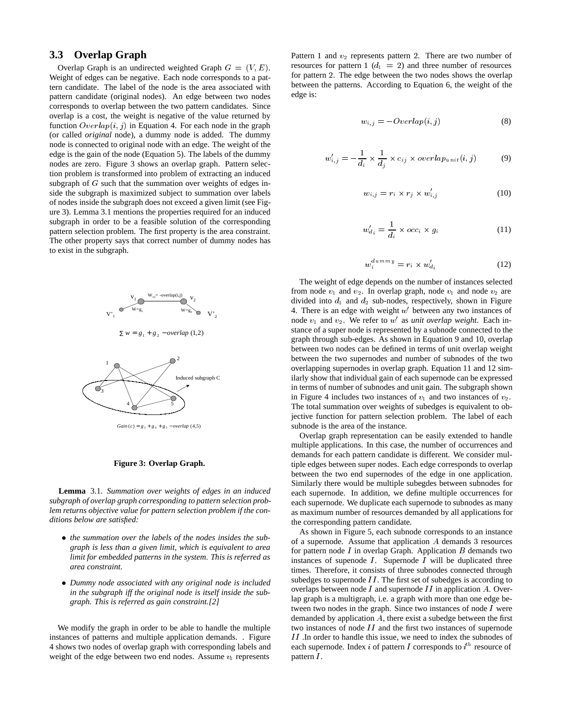### 3.3 Overlap Graph

Overlap Graph is an undirected weighted Graph $G = (V, E)$. Weight of edges can be negative. Each node corresponds to a pattern candidate. The label of the node is the area associated with pattern candidate (original nodes). An edge between two nodes corresponds to overlap between the two pattern candidates. Since overlap is a cost, the weight is negative of the value returned by function $Overlap(i, j)$ in Equation 4. For each node in the graph (or called *original* node), a dummy node is added. The dummy node is connected to original node with an edge. The weight of the edge is the gain of the node (Equation 5). The labels of the dummy nodes are zero. Figure 3 shows an overlap graph. Pattern selection problem is transformed into problem of extracting an induced subgraph of $G$ such that the summation over weights of edges inside the subgraph is maximized subject to summation over labels of nodes inside the subgraph does not exceed a given limit (see Figure 3). Lemma 3.1 mentions the properties required for an induced subgraph in order to be a feasible solution of the corresponding pattern selection problem. The first property is the area constraint. The other property says that correct number of dummy nodes has to exist in the subgraph.

$\Sigma w = g_1 + g_2 - overlap(1,2)$

$Gain(c) = g_3 + g_4 + g_5 - overlap(4,5)$

**Figure 3: Overlap Graph.**

**Lemma** 3.1. *Summation over weights of edges in an induced subgraph of overlap graph corresponding to pattern selection problem returns objective value for pattern selection problem if the conditions below are satisfied:*

- *the summation over the labels of the nodes insides the subgraph is less than a given limit, which is equivalent to area limit for embedded patterns in the system. This is referred as area constraint.*
- *Dummy node associated with any original node is included in the subgraph iff the original node is itself inside the subgraph. This is referred as gain constraint.[2]*

We modify the graph in order to be able to handle the multiple instances of patterns and multiple application demands. . Figure 4 shows two nodes of overlap graph with corresponding labels and weight of the edge between two end nodes. Assume $v_1$ represents Pattern 1 and $v_2$ represents pattern 2. There are two number of resources for pattern 1 ($d_1 = 2$) and three number of resources for pattern 2. The edge between the two nodes shows the overlap between the patterns. According to Equation 6, the weight of the edge is:

$$w_{i,j} = -Overlap(i,j) \tag{8}$$

$$w'_{i,j} = -\frac{1}{d_i} \times \frac{1}{d_j} \times c_{ij} \times overlap_{unit}(i,j) \tag{9}$$

$$w_{i,j} = r_i \times r_j \times w'_{i,j} \tag{10}$$

$$w'_{d_i} = \frac{1}{d_i} \times occ_i \times g_i \tag{11}$$

$$w_i^{dummy} = r_i \times w'_{d_i} \tag{12}$$

The weight of edge depends on the number of instances selected from node $v_1$ and $v_2$. In overlap graph, node $v_1$ and node $v_2$ are divided into $d_1$ and $d_2$ sub-nodes, respectively, shown in Figure 4. There is an edge with weight $w'$ between any two instances of node $v_1$ and $v_2$. We refer to $w'$ as *unit overlap weight*. Each instance of a super node is represented by a subnode connected to the graph through sub-edges. As shown in Equation 9 and 10, overlap between two nodes can be defined in terms of unit overlap weight between the two supernodes and number of subnodes of the two overlapping supernodes in overlap graph. Equation 11 and 12 similarly show that individual gain of each supernode can be expressed in terms of number of subnodes and unit gain. The subgraph shown in Figure 4 includes two instances of $v_1$ and two instances of $v_2$. The total summation over weights of subedges is equivalent to objective function for pattern selection problem. The label of each subnode is the area of the instance.

Overlap graph representation can be easily extended to handle multiple applications. In this case, the number of occurrences and demands for each pattern candidate is different. We consider multiple edges between super nodes. Each edge corresponds to overlap between the two end supernodes of the edge in one application. Similarly there would be multiple subegdes between subnodes for each supernode. In addition, we define multiple occurrences for each supernode. We duplicate each supernode to subnodes as many as maximum number of resources demanded by all applications for the corresponding pattern candidate.

As shown in Figure 5, each subnode corresponds to an instance of a supernode. Assume that application $A$ demands 3 resources for pattern node $I$ in overlap Graph. Application $B$ demands two instances of supenode $I$. Supernode $I$ will be duplicated three times. Therefore, it consists of three subnodes connected through subedges to supernode $II$. The first set of subedges is according to overlaps between node $I$ and supernode $II$ in application $A$. Overlap graph is a multigraph, i.e. a graph with more than one edge between two nodes in the graph. Since two instances of node $I$ were demanded by application $A$, there exist a subedge between the first two instances of node $II$ and the first two instances of supernode $II$ .In order to handle this issue, we need to index the subnodes of each supernode. Index $i$ of pattern $I$ corresponds to $i^{th}$ resource of pattern $I$.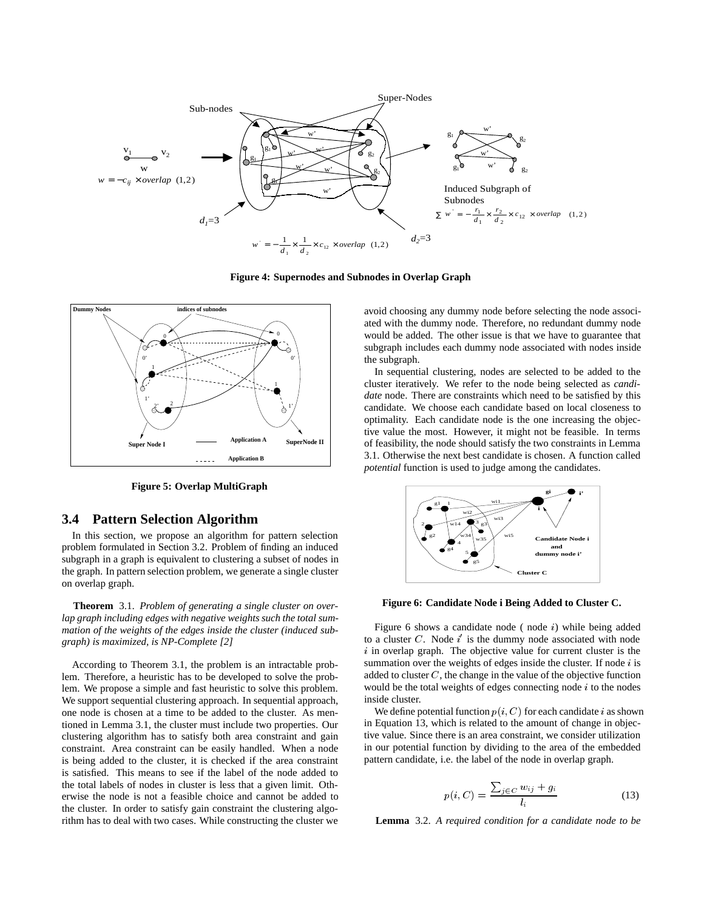Figure 4: Supernodes and Subnodes in Overlap Graph

Figure 5: Overlap MultiGraph

### 3.4 Pattern Selection Algorithm

In this section, we propose an algorithm for pattern selection problem formulated in Section 3.2. Problem of finding an induced subgraph in a graph is equivalent to clustering a subset of nodes in the graph. In pattern selection problem, we generate a single cluster on overlap graph.

**Theorem** 3.1. *Problem of generating a single cluster on overlap graph including edges with negative weights such the total summation of the weights of the edges inside the cluster (induced subgraph) is maximized, is NP-Complete [2]*

According to Theorem 3.1, the problem is an intractable problem. Therefore, a heuristic has to be developed to solve the problem. We propose a simple and fast heuristic to solve this problem. We support sequential clustering approach. In sequential approach, one node is chosen at a time to be added to the cluster. As mentioned in Lemma 3.1, the cluster must include two properties. Our clustering algorithm has to satisfy both area constraint and gain constraint. Area constraint can be easily handled. When a node is being added to the cluster, it is checked if the area constraint is satisfied. This means to see if the label of the node added to the total labels of nodes in cluster is less that a given limit. Otherwise the node is not a feasible choice and cannot be added to the cluster. In order to satisfy gain constraint the clustering algorithm has to deal with two cases. While constructing the cluster we avoid choosing any dummy node before selecting the node associated with the dummy node. Therefore, no redundant dummy node would be added. The other issue is that we have to guarantee that subgraph includes each dummy node associated with nodes inside the subgraph.

In sequential clustering, nodes are selected to be added to the cluster iteratively. We refer to the node being selected as *candidate* node. There are constraints which need to be satisfied by this candidate. We choose each candidate based on local closeness to optimality. Each candidate node is the one increasing the objective value the most. However, it might not be feasible. In terms of feasibility, the node should satisfy the two constraints in Lemma 3.1. Otherwise the next best candidate is chosen. A function called *potential* function is used to judge among the candidates.

Figure 6: Candidate Node i Being Added to Cluster C.

Figure 6 shows a candidate node ( node $i$) while being added to a cluster $C$. Node $i'$ is the dummy node associated with node $i$ in overlap graph. The objective value for current cluster is the summation over the weights of edges inside the cluster. If node $i$ is added to cluster $C$, the change in the value of the objective function would be the total weights of edges connecting node $i$ to the nodes inside cluster.

We define potential function $p(i, C)$ for each candidate $i$ as shown in Equation 13, which is related to the amount of change in objective value. Since there is an area constraint, we consider utilization in our potential function by dividing to the area of the embedded pattern candidate, i.e. the label of the node in overlap graph.

$$p(i, C) = \frac{\sum_{j \in C} w_{ij} + g_i}{l_i} \tag{13}$$

**Lemma** 3.2. *A required condition for a candidate node to be*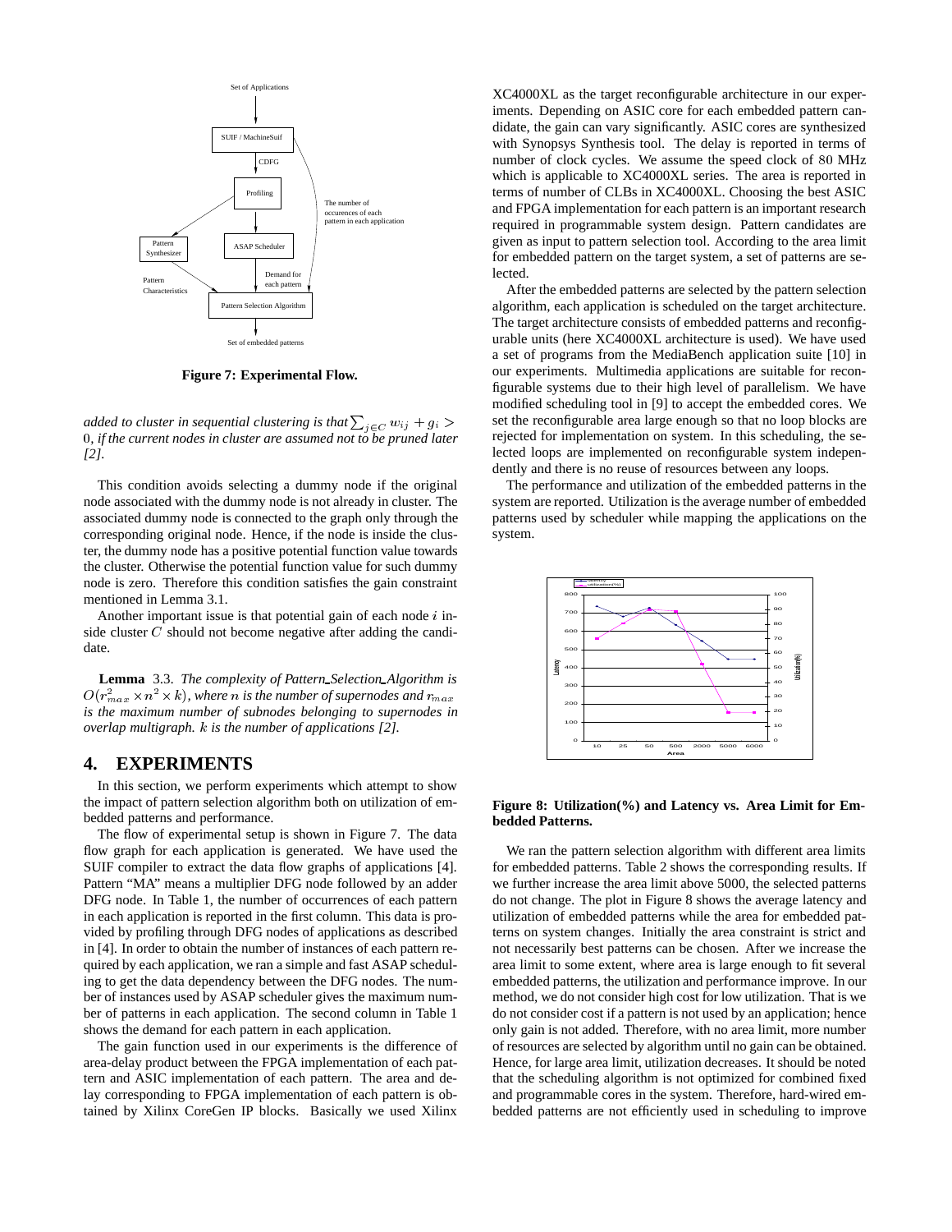Figure 7: Experimental Flow.

*added to cluster in sequential clustering is that* $\sum_{j \in C} w_{ij} + g_i > 0$*, if the current nodes in cluster are assumed not to be pruned later [2].*

This condition avoids selecting a dummy node if the original node associated with the dummy node is not already in cluster. The associated dummy node is connected to the graph only through the corresponding original node. Hence, if the node is inside the cluster, the dummy node has a positive potential function value towards the cluster. Otherwise the potential function value for such dummy node is zero. Therefore this condition satisfies the gain constraint mentioned in Lemma 3.1.

Another important issue is that potential gain of each node $i$ inside cluster $C$ should not become negative after adding the candidate.

**Lemma** 3.3. *The complexity of Pattern_Selection_Algorithm is* $O(r_{max}^2 \times n^2 \times k)$*, where* $n$ *is the number of supernodes and* $r_{max}$ *is the maximum number of subnodes belonging to supernodes in overlap multigraph.* $k$ *is the number of applications [2].*

## 4. EXPERIMENTS

In this section, we perform experiments which attempt to show the impact of pattern selection algorithm both on utilization of embedded patterns and performance.

The flow of experimental setup is shown in Figure 7. The data flow graph for each application is generated. We have used the SUIF compiler to extract the data flow graphs of applications [4]. Pattern "MA" means a multiplier DFG node followed by an adder DFG node. In Table 1, the number of occurrences of each pattern in each application is reported in the first column. This data is provided by profiling through DFG nodes of applications as described in [4]. In order to obtain the number of instances of each pattern required by each application, we ran a simple and fast ASAP scheduling to get the data dependency between the DFG nodes. The number of instances used by ASAP scheduler gives the maximum number of patterns in each application. The second column in Table 1 shows the demand for each pattern in each application.

The gain function used in our experiments is the difference of area-delay product between the FPGA implementation of each pattern and ASIC implementation of each pattern. The area and delay corresponding to FPGA implementation of each pattern is obtained by Xilinx CoreGen IP blocks. Basically we used Xilinx XC4000XL as the target reconfigurable architecture in our experiments. Depending on ASIC core for each embedded pattern candidate, the gain can vary significantly. ASIC cores are synthesized with Synopsys Synthesis tool. The delay is reported in terms of number of clock cycles. We assume the speed clock of 80 MHz which is applicable to XC4000XL series. The area is reported in terms of number of CLBs in XC4000XL. Choosing the best ASIC and FPGA implementation for each pattern is an important research required in programmable system design. Pattern candidates are given as input to pattern selection tool. According to the area limit for embedded pattern on the target system, a set of patterns are selected.

After the embedded patterns are selected by the pattern selection algorithm, each application is scheduled on the target architecture. The target architecture consists of embedded patterns and reconfigurable units (here XC4000XL architecture is used). We have used a set of programs from the MediaBench application suite [10] in our experiments. Multimedia applications are suitable for reconfigurable systems due to their high level of parallelism. We have modified scheduling tool in [9] to accept the embedded cores. We set the reconfigurable area large enough so that no loop blocks are rejected for implementation on system. In this scheduling, the selected loops are implemented on reconfigurable system independently and there is no reuse of resources between any loops.

The performance and utilization of the embedded patterns in the system are reported. Utilization is the average number of embedded patterns used by scheduler while mapping the applications on the system.

Figure 8: Utilization(%) and Latency vs. Area Limit for Embedded Patterns.

We ran the pattern selection algorithm with different area limits for embedded patterns. Table 2 shows the corresponding results. If we further increase the area limit above 5000, the selected patterns do not change. The plot in Figure 8 shows the average latency and utilization of embedded patterns while the area for embedded patterns on system changes. Initially the area constraint is strict and not necessarily best patterns can be chosen. After we increase the area limit to some extent, where area is large enough to fit several embedded patterns, the utilization and performance improve. In our method, we do not consider high cost for low utilization. That is we do not consider cost if a pattern is not used by an application; hence only gain is not added. Therefore, with no area limit, more number of resources are selected by algorithm until no gain can be obtained. Hence, for large area limit, utilization decreases. It should be noted that the scheduling algorithm is not optimized for combined fixed and programmable cores in the system. Therefore, hard-wired embedded patterns are not efficiently used in scheduling to improve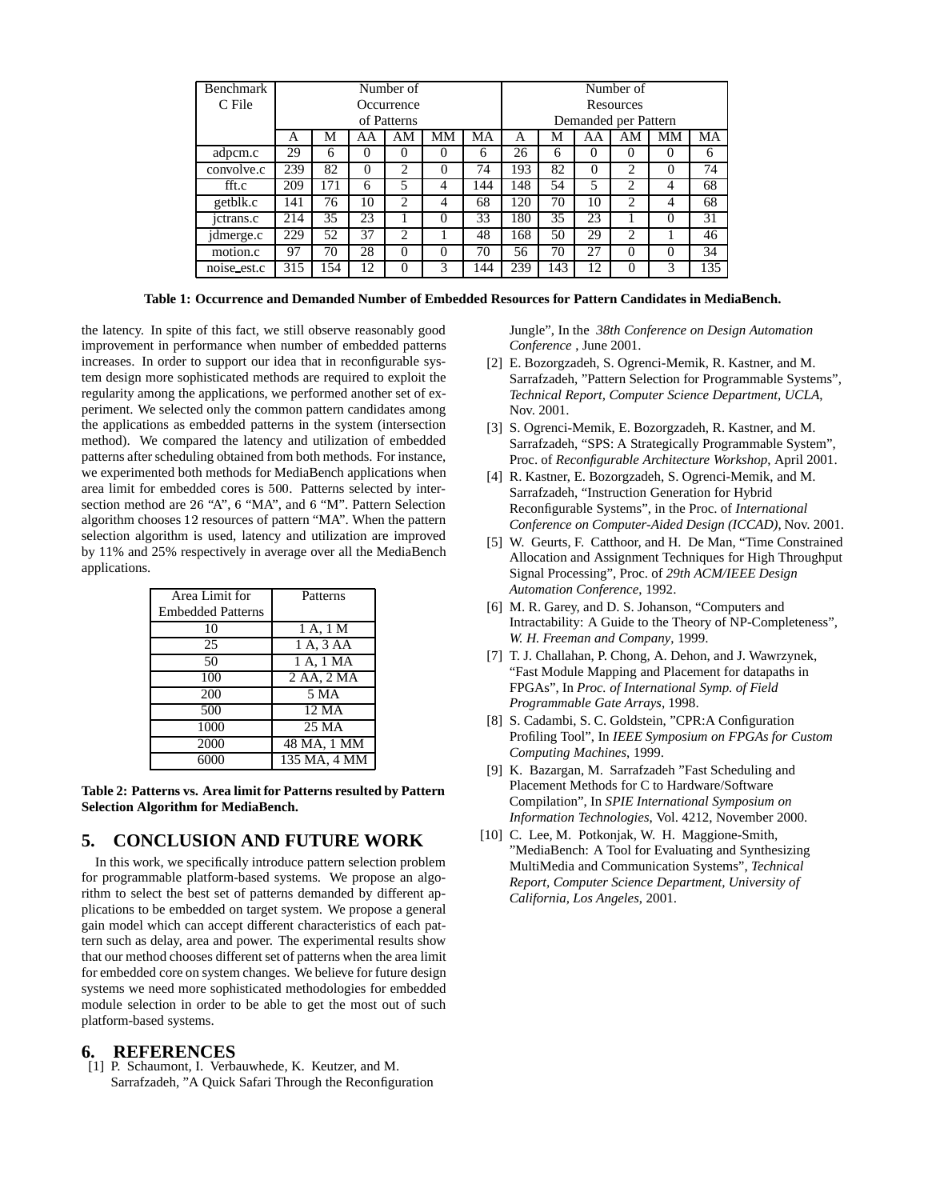| Benchmark C File | Number of Occurrence of Patterns | | | | | | Number of Resources Demanded per Pattern | | | | | |
|---|---|---|---|---|---|---|---|---|---|---|---|---|
| | A | M | AA | AM | MM | MA | A | M | AA | AM | MM | MA |
| adpcm.c | 29 | 6 | 0 | 0 | 0 | 6 | 26 | 6 | 0 | 0 | 0 | 6 |
| convolve.c | 239 | 82 | 0 | 2 | 0 | 74 | 193 | 82 | 0 | 2 | 0 | 74 |
| fft.c | 209 | 171 | 6 | 5 | 4 | 144 | 148 | 54 | 5 | 2 | 4 | 68 |
| getblk.c | 141 | 76 | 10 | 2 | 4 | 68 | 120 | 70 | 10 | 2 | 4 | 68 |
| jctrans.c | 214 | 35 | 23 | 1 | 0 | 33 | 180 | 35 | 23 | 1 | 0 | 31 |
| jdmerge.c | 229 | 52 | 37 | 2 | 1 | 48 | 168 | 50 | 29 | 2 | 1 | 46 |
| motion.c | 97 | 70 | 28 | 0 | 0 | 70 | 56 | 70 | 27 | 0 | 0 | 34 |
| noise_est.c | 315 | 154 | 12 | 0 | 3 | 144 | 239 | 143 | 12 | 0 | 3 | 135 |

**Table 1: Occurrence and Demanded Number of Embedded Resources for Pattern Candidates in MediaBench.**

the latency. In spite of this fact, we still observe reasonably good improvement in performance when number of embedded patterns increases. In order to support our idea that in reconfigurable system design more sophisticated methods are required to exploit the regularity among the applications, we performed another set of experiment. We selected only the common pattern candidates among the applications as embedded patterns in the system (intersection method). We compared the latency and utilization of embedded patterns after scheduling obtained from both methods. For instance, we experimented both methods for MediaBench applications when area limit for embedded cores is 500. Patterns selected by intersection method are 26 "A", 6 "MA", and 6 "M". Pattern Selection algorithm chooses 12 resources of pattern "MA". When the pattern selection algorithm is used, latency and utilization are improved by 11% and 25% respectively in average over all the MediaBench applications.

| Area Limit for Embedded Patterns | Patterns |
|---|---|
| 10 | 1 A, 1 M |
| 25 | 1 A, 3 AA |
| 50 | 1 A, 1 MA |
| 100 | 2 AA, 2 MA |
| 200 | 5 MA |
| 500 | 12 MA |
| 1000 | 25 MA |
| 2000 | 48 MA, 1 MM |
| 6000 | 135 MA, 4 MM |

**Table 2: Patterns vs. Area limit for Patterns resulted by Pattern Selection Algorithm for MediaBench.**

## 5. CONCLUSION AND FUTURE WORK

In this work, we specifically introduce pattern selection problem for programmable platform-based systems. We propose an algorithm to select the best set of patterns demanded by different applications to be embedded on target system. We propose a general gain model which can accept different characteristics of each pattern such as delay, area and power. The experimental results show that our method chooses different set of patterns when the area limit for embedded core on system changes. We believe for future design systems we need more sophisticated methodologies for embedded module selection in order to be able to get the most out of such platform-based systems.

## 6. REFERENCES

[1] P. Schaumont, I. Verbauwhede, K. Keutzer, and M. Sarrafzadeh, "A Quick Safari Through the Reconfiguration Jungle", In the *38th Conference on Design Automation Conference* , June 2001.

[2] E. Bozorgzadeh, S. Ogrenci-Memik, R. Kastner, and M. Sarrafzadeh, "Pattern Selection for Programmable Systems", *Technical Report, Computer Science Department, UCLA*, Nov. 2001.

[3] S. Ogrenci-Memik, E. Bozorgzadeh, R. Kastner, and M. Sarrafzadeh, "SPS: A Strategically Programmable System", Proc. of *Reconfigurable Architecture Workshop*, April 2001.

[4] R. Kastner, E. Bozorgzadeh, S. Ogrenci-Memik, and M. Sarrafzadeh, "Instruction Generation for Hybrid Reconfigurable Systems", in the Proc. of *International Conference on Computer-Aided Design (ICCAD)*, Nov. 2001.

[5] W. Geurts, F. Catthoor, and H. De Man, "Time Constrained Allocation and Assignment Techniques for High Throughput Signal Processing", Proc. of *29th ACM/IEEE Design Automation Conference*, 1992.

[6] M. R. Garey, and D. S. Johanson, "Computers and Intractability: A Guide to the Theory of NP-Completeness", *W. H. Freeman and Company*, 1999.

[7] T. J. Challahan, P. Chong, A. Dehon, and J. Wawrzynek, "Fast Module Mapping and Placement for datapaths in FPGAs", In *Proc. of International Symp. of Field Programmable Gate Arrays*, 1998.

[8] S. Cadambi, S. C. Goldstein, "CPR:A Configuration Profiling Tool", In *IEEE Symposium on FPGAs for Custom Computing Machines*, 1999.

[9] K. Bazargan, M. Sarrafzadeh "Fast Scheduling and Placement Methods for C to Hardware/Software Compilation", In *SPIE International Symposium on Information Technologies*, Vol. 4212, November 2000.

[10] C. Lee, M. Potkonjak, W. H. Maggione-Smith, "MediaBench: A Tool for Evaluating and Synthesizing MultiMedia and Communication Systems", *Technical Report, Computer Science Department, University of California, Los Angeles*, 2001.